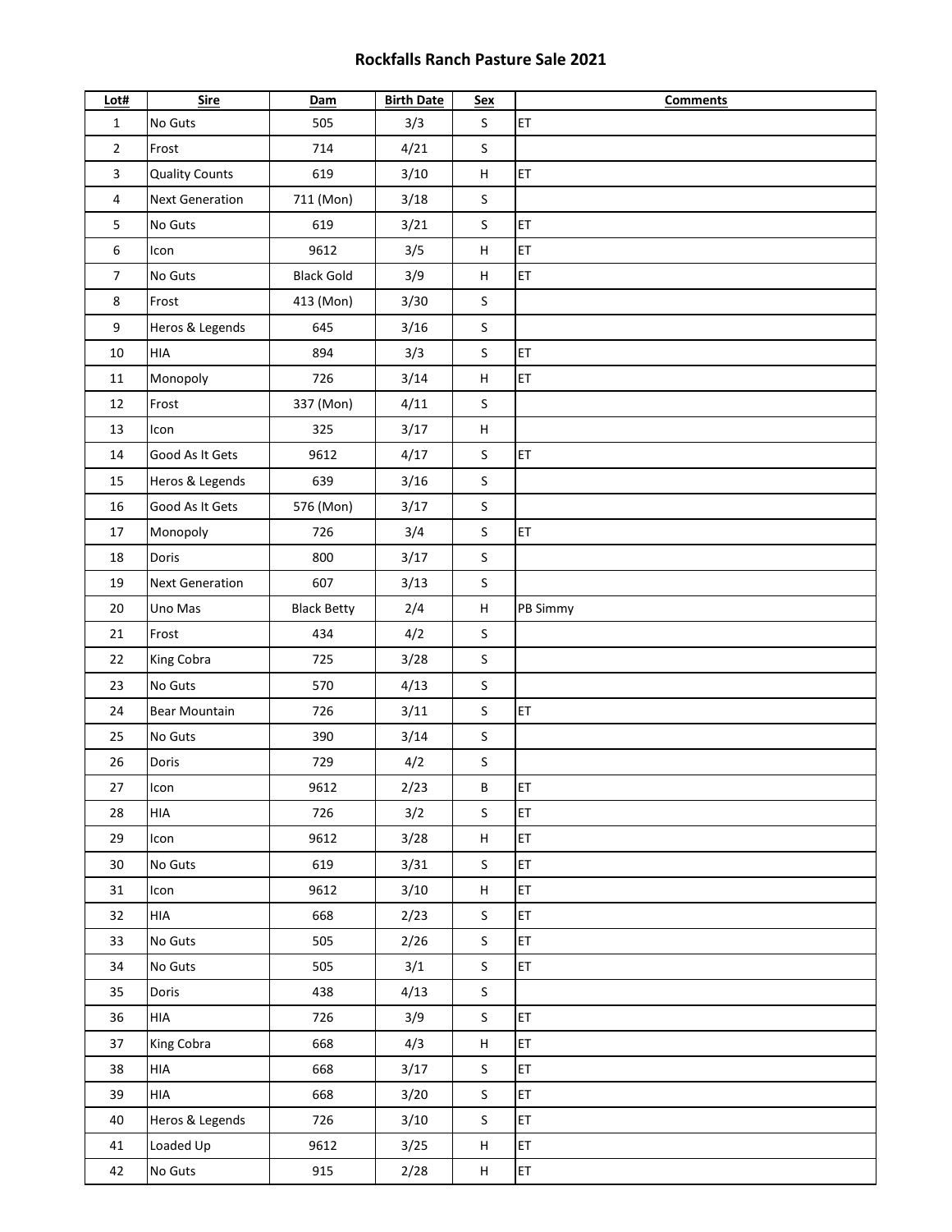# Rockfalls Ranch Pasture Sale 2021

| Lot# | Sire | Dam | Birth Date | Sex | Comments |
|---|---|---|---|---|---|
| 1 | No Guts | 505 | 3/3 | S | ET |
| 2 | Frost | 714 | 4/21 | S | |
| 3 | Quality Counts | 619 | 3/10 | H | ET |
| 4 | Next Generation | 711 (Mon) | 3/18 | S | |
| 5 | No Guts | 619 | 3/21 | S | ET |
| 6 | Icon | 9612 | 3/5 | H | ET |
| 7 | No Guts | Black Gold | 3/9 | H | ET |
| 8 | Frost | 413 (Mon) | 3/30 | S | |
| 9 | Heros & Legends | 645 | 3/16 | S | |
| 10 | HIA | 894 | 3/3 | S | ET |
| 11 | Monopoly | 726 | 3/14 | H | ET |
| 12 | Frost | 337 (Mon) | 4/11 | S | |
| 13 | Icon | 325 | 3/17 | H | |
| 14 | Good As It Gets | 9612 | 4/17 | S | ET |
| 15 | Heros & Legends | 639 | 3/16 | S | |
| 16 | Good As It Gets | 576 (Mon) | 3/17 | S | |
| 17 | Monopoly | 726 | 3/4 | S | ET |
| 18 | Doris | 800 | 3/17 | S | |
| 19 | Next Generation | 607 | 3/13 | S | |
| 20 | Uno Mas | Black Betty | 2/4 | H | PB Simmy |
| 21 | Frost | 434 | 4/2 | S | |
| 22 | King Cobra | 725 | 3/28 | S | |
| 23 | No Guts | 570 | 4/13 | S | |
| 24 | Bear Mountain | 726 | 3/11 | S | ET |
| 25 | No Guts | 390 | 3/14 | S | |
| 26 | Doris | 729 | 4/2 | S | |
| 27 | Icon | 9612 | 2/23 | B | ET |
| 28 | HIA | 726 | 3/2 | S | ET |
| 29 | Icon | 9612 | 3/28 | H | ET |
| 30 | No Guts | 619 | 3/31 | S | ET |
| 31 | Icon | 9612 | 3/10 | H | ET |
| 32 | HIA | 668 | 2/23 | S | ET |
| 33 | No Guts | 505 | 2/26 | S | ET |
| 34 | No Guts | 505 | 3/1 | S | ET |
| 35 | Doris | 438 | 4/13 | S | |
| 36 | HIA | 726 | 3/9 | S | ET |
| 37 | King Cobra | 668 | 4/3 | H | ET |
| 38 | HIA | 668 | 3/17 | S | ET |
| 39 | HIA | 668 | 3/20 | S | ET |
| 40 | Heros & Legends | 726 | 3/10 | S | ET |
| 41 | Loaded Up | 9612 | 3/25 | H | ET |
| 42 | No Guts | 915 | 2/28 | H | ET |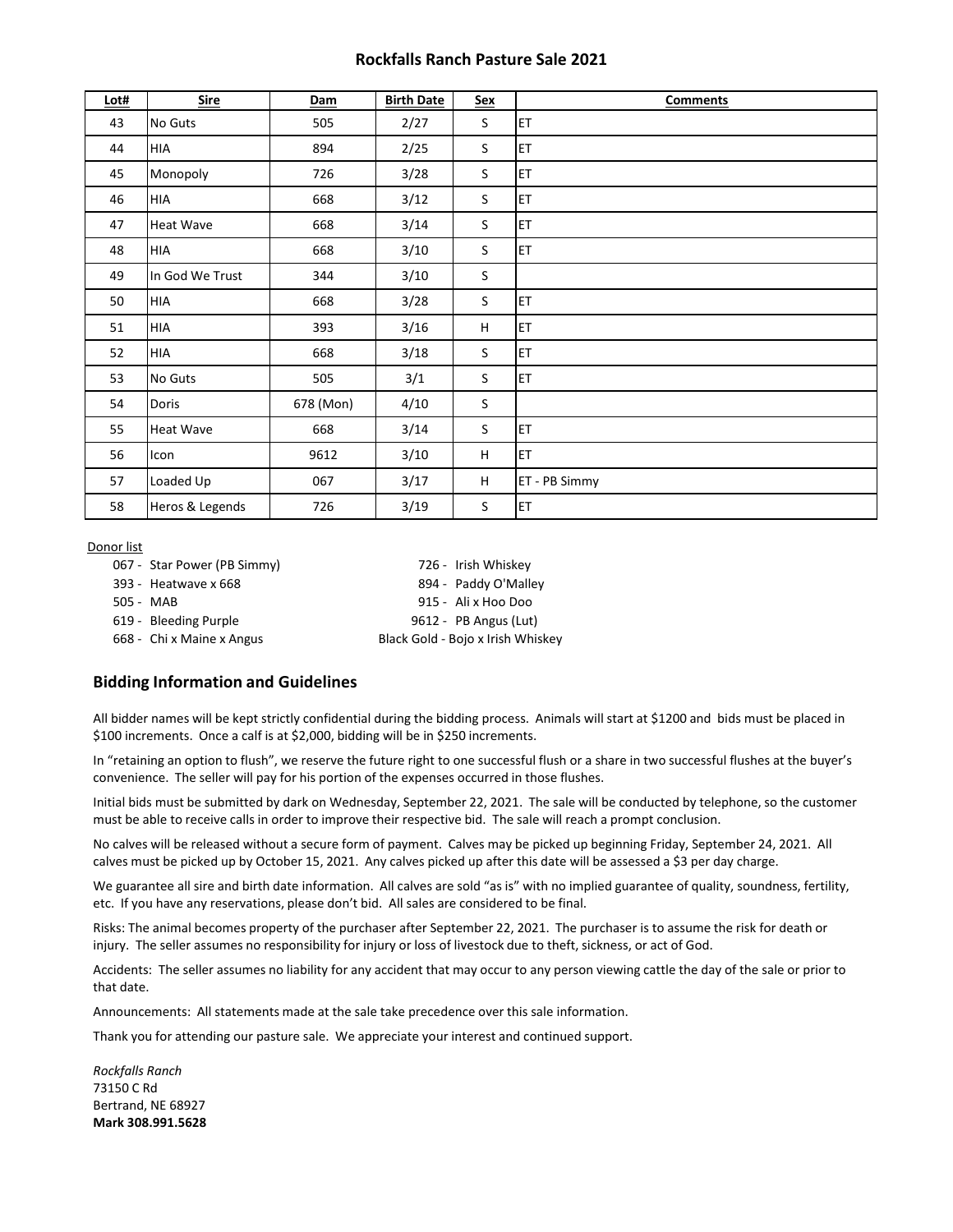# Rockfalls Ranch Pasture Sale 2021

| Lot# | Sire | Dam | Birth Date | Sex | Comments |
|---|---|---|---|---|---|
| 43 | No Guts | 505 | 2/27 | S | ET |
| 44 | HIA | 894 | 2/25 | S | ET |
| 45 | Monopoly | 726 | 3/28 | S | ET |
| 46 | HIA | 668 | 3/12 | S | ET |
| 47 | Heat Wave | 668 | 3/14 | S | ET |
| 48 | HIA | 668 | 3/10 | S | ET |
| 49 | In God We Trust | 344 | 3/10 | S | |
| 50 | HIA | 668 | 3/28 | S | ET |
| 51 | HIA | 393 | 3/16 | H | ET |
| 52 | HIA | 668 | 3/18 | S | ET |
| 53 | No Guts | 505 | 3/1 | S | ET |
| 54 | Doris | 678 (Mon) | 4/10 | S | |
| 55 | Heat Wave | 668 | 3/14 | S | ET |
| 56 | Icon | 9612 | 3/10 | H | ET |
| 57 | Loaded Up | 067 | 3/17 | H | ET - PB Simmy |
| 58 | Heros & Legends | 726 | 3/19 | S | ET |

Donor list

- 067 - Star Power (PB Simmy)
- 393 - Heatwave x 668
- 505 - MAB
- 619 - Bleeding Purple
- 668 - Chi x Maine x Angus
- 726 - Irish Whiskey
- 894 - Paddy O'Malley
- 915 - Ali x Hoo Doo
- 9612 - PB Angus (Lut)
- Black Gold - Bojo x Irish Whiskey

## Bidding Information and Guidelines

All bidder names will be kept strictly confidential during the bidding process. Animals will start at $1200 and bids must be placed in $100 increments. Once a calf is at $2,000, bidding will be in $250 increments.

In "retaining an option to flush", we reserve the future right to one successful flush or a share in two successful flushes at the buyer's convenience. The seller will pay for his portion of the expenses occurred in those flushes.

Initial bids must be submitted by dark on Wednesday, September 22, 2021. The sale will be conducted by telephone, so the customer must be able to receive calls in order to improve their respective bid. The sale will reach a prompt conclusion.

No calves will be released without a secure form of payment. Calves may be picked up beginning Friday, September 24, 2021. All calves must be picked up by October 15, 2021. Any calves picked up after this date will be assessed a $3 per day charge.

We guarantee all sire and birth date information. All calves are sold "as is" with no implied guarantee of quality, soundness, fertility, etc. If you have any reservations, please don't bid. All sales are considered to be final.

Risks: The animal becomes property of the purchaser after September 22, 2021. The purchaser is to assume the risk for death or injury. The seller assumes no responsibility for injury or loss of livestock due to theft, sickness, or act of God.

Accidents: The seller assumes no liability for any accident that may occur to any person viewing cattle the day of the sale or prior to that date.

Announcements: All statements made at the sale take precedence over this sale information.

Thank you for attending our pasture sale. We appreciate your interest and continued support.

*Rockfalls Ranch*
73150 C Rd
Bertrand, NE 68927
**Mark 308.991.5628**